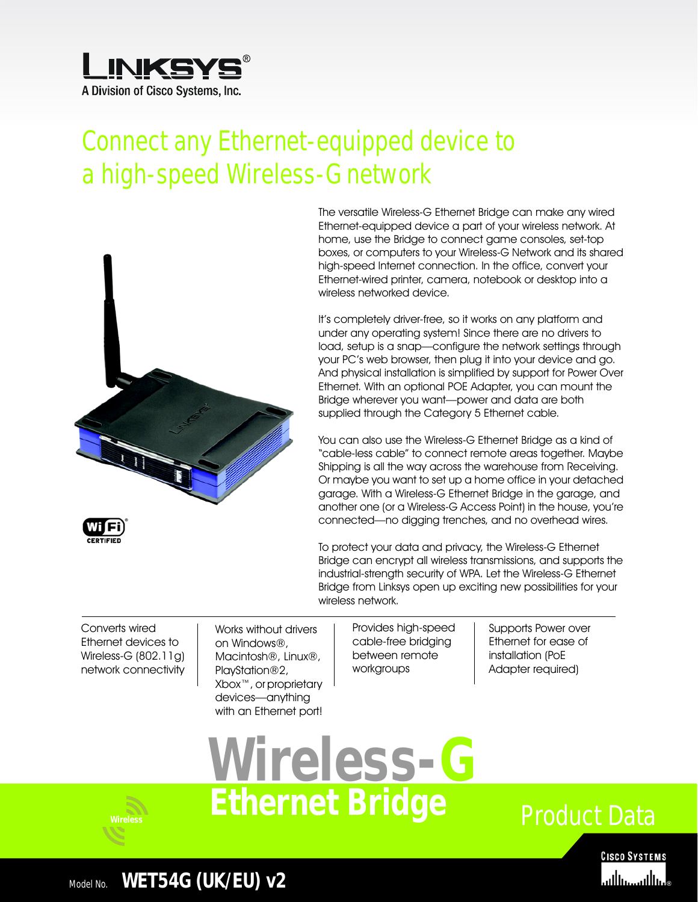LINKSYS®
A Division of Cisco Systems, Inc.

# Connect any Ethernet-equipped device to a high-speed Wireless-G network

The versatile Wireless-G Ethernet Bridge can make any wired Ethernet-equipped device a part of your wireless network. At home, use the Bridge to connect game consoles, set-top boxes, or computers to your Wireless-G Network and its shared high-speed Internet connection. In the office, convert your Ethernet-wired printer, camera, notebook or desktop into a wireless networked device.

It's completely driver-free, so it works on any platform and under any operating system! Since there are no drivers to load, setup is a snap—configure the network settings through your PC's web browser, then plug it into your device and go. And physical installation is simplified by support for Power Over Ethernet. With an optional POE Adapter, you can mount the Bridge wherever you want—power and data are both supplied through the Category 5 Ethernet cable.

You can also use the Wireless-G Ethernet Bridge as a kind of "cable-less cable" to connect remote areas together. Maybe Shipping is all the way across the warehouse from Receiving. Or maybe you want to set up a home office in your detached garage. With a Wireless-G Ethernet Bridge in the garage, and another one (or a Wireless-G Access Point) in the house, you're connected—no digging trenches, and no overhead wires.

To protect your data and privacy, the Wireless-G Ethernet Bridge can encrypt all wireless transmissions, and supports the industrial-strength security of WPA. Let the Wireless-G Ethernet Bridge from Linksys open up exciting new possibilities for your wireless network.

Wi-Fi CERTIFIED

- Converts wired Ethernet devices to Wireless-G (802.11g) network connectivity
- Works without drivers on Windows®, Macintosh®, Linux®, PlayStation®2, Xbox™, or proprietary devices—anything with an Ethernet port!
- Provides high-speed cable-free bridging between remote workgroups
- Supports Power over Ethernet for ease of installation (PoE Adapter required)

# Wireless-G Ethernet Bridge

Product Data

Model No. **WET54G (UK/EU) v2**

Cisco Systems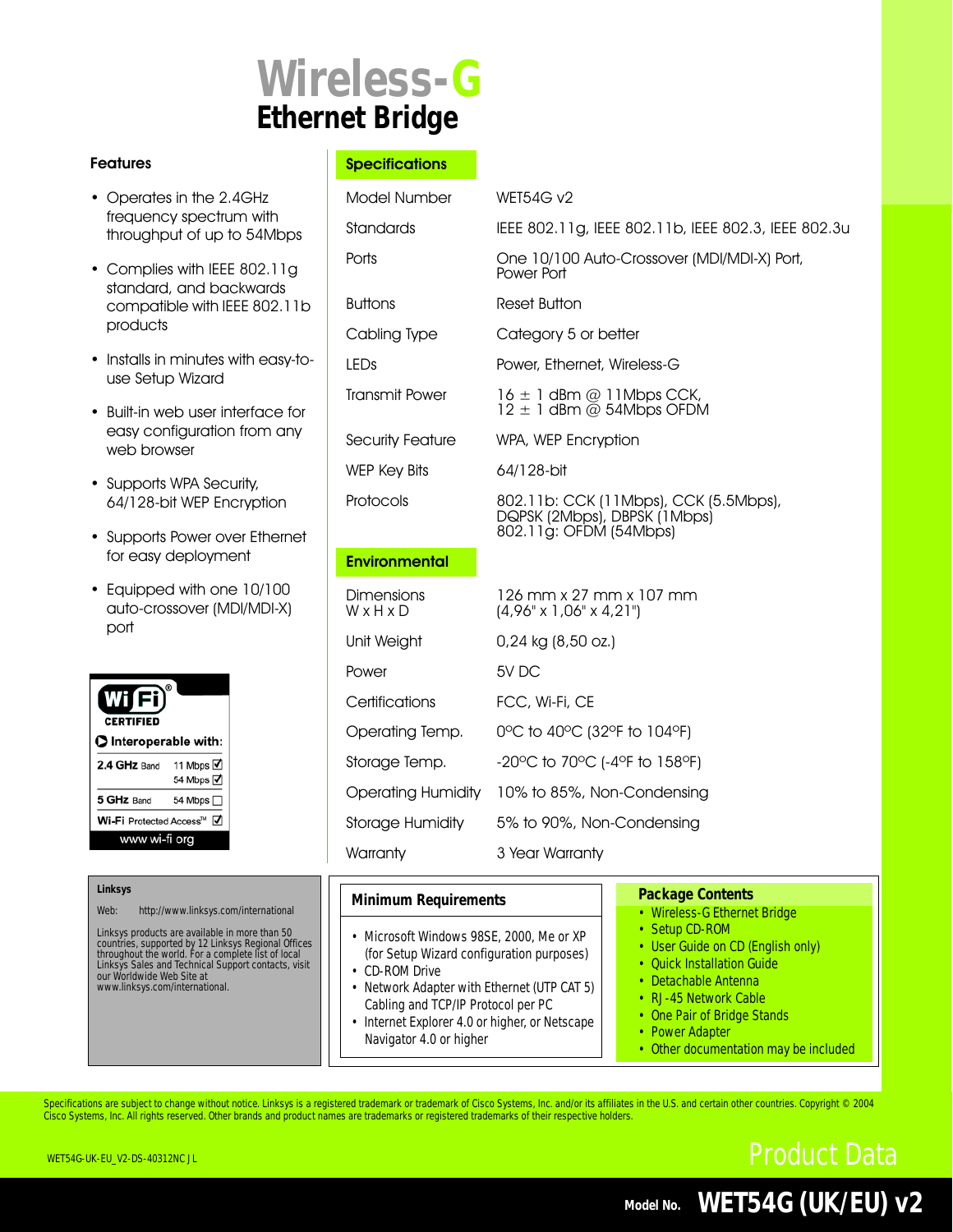# Wireless-G Ethernet Bridge

## Features

- Operates in the 2.4GHz frequency spectrum with throughput of up to 54Mbps
- Complies with IEEE 802.11g standard, and backwards compatible with IEEE 802.11b products
- Installs in minutes with easy-to-use Setup Wizard
- Built-in web user interface for easy configuration from any web browser
- Supports WPA Security, 64/128-bit WEP Encryption
- Supports Power over Ethernet for easy deployment
- Equipped with one 10/100 auto-crossover (MDI/MDI-X) port

Wi-Fi CERTIFIED
Interoperable with:
2.4 GHz Band 11 Mbps ☑ 54 Mbps ☑
5 GHz Band 54 Mbps ☐
Wi-Fi Protected Access™ ☑
www.wi-fi.org

## Specifications

| | |
|---|---|
| Model Number | WET54G v2 |
| Standards | IEEE 802.11g, IEEE 802.11b, IEEE 802.3, IEEE 802.3u |
| Ports | One 10/100 Auto-Crossover (MDI/MDI-X) Port, Power Port |
| Buttons | Reset Button |
| Cabling Type | Category 5 or better |
| LEDs | Power, Ethernet, Wireless-G |
| Transmit Power | 16 ± 1 dBm @ 11Mbps CCK, 12 ± 1 dBm @ 54Mbps OFDM |
| Security Feature | WPA, WEP Encryption |
| WEP Key Bits | 64/128-bit |
| Protocols | 802.11b: CCK (11Mbps), CCK (5.5Mbps), DQPSK (2Mbps), DBPSK (1Mbps) 802.11g: OFDM (54Mbps) |

## Environmental

| | |
|---|---|
| Dimensions W x H x D | 126 mm x 27 mm x 107 mm (4,96" x 1,06" x 4,21") |
| Unit Weight | 0,24 kg (8,50 oz.) |
| Power | 5V DC |
| Certifications | FCC, Wi-Fi, CE |
| Operating Temp. | 0ºC to 40ºC (32ºF to 104ºF) |
| Storage Temp. | -20ºC to 70ºC (-4ºF to 158ºF) |
| Operating Humidity | 10% to 85%, Non-Condensing |
| Storage Humidity | 5% to 90%, Non-Condensing |
| Warranty | 3 Year Warranty |

**Linksys**

Web: http://www.linksys.com/international

Linksys products are available in more than 50 countries, supported by 12 Linksys Regional Offices throughout the world. For a complete list of local Linksys Sales and Technical Support contacts, visit our Worldwide Web Site at www.linksys.com/international.

### Minimum Requirements

- Microsoft Windows 98SE, 2000, Me or XP (for Setup Wizard configuration purposes)
- CD-ROM Drive
- Network Adapter with Ethernet (UTP CAT 5) Cabling and TCP/IP Protocol per PC
- Internet Explorer 4.0 or higher, or Netscape Navigator 4.0 or higher

### Package Contents

- Wireless-G Ethernet Bridge
- Setup CD-ROM
- User Guide on CD (English only)
- Quick Installation Guide
- Detachable Antenna
- RJ-45 Network Cable
- One Pair of Bridge Stands
- Power Adapter
- Other documentation may be included

Specifications are subject to change without notice. Linksys is a registered trademark or trademark of Cisco Systems, Inc. and/or its affiliates in the U.S. and certain other countries. Copyright © 2004 Cisco Systems, Inc. All rights reserved. Other brands and product names are trademarks or registered trademarks of their respective holders.

WET54G-UK-EU_V2-DS-40312NC JL

Product Data

Model No. **WET54G (UK/EU) v2**